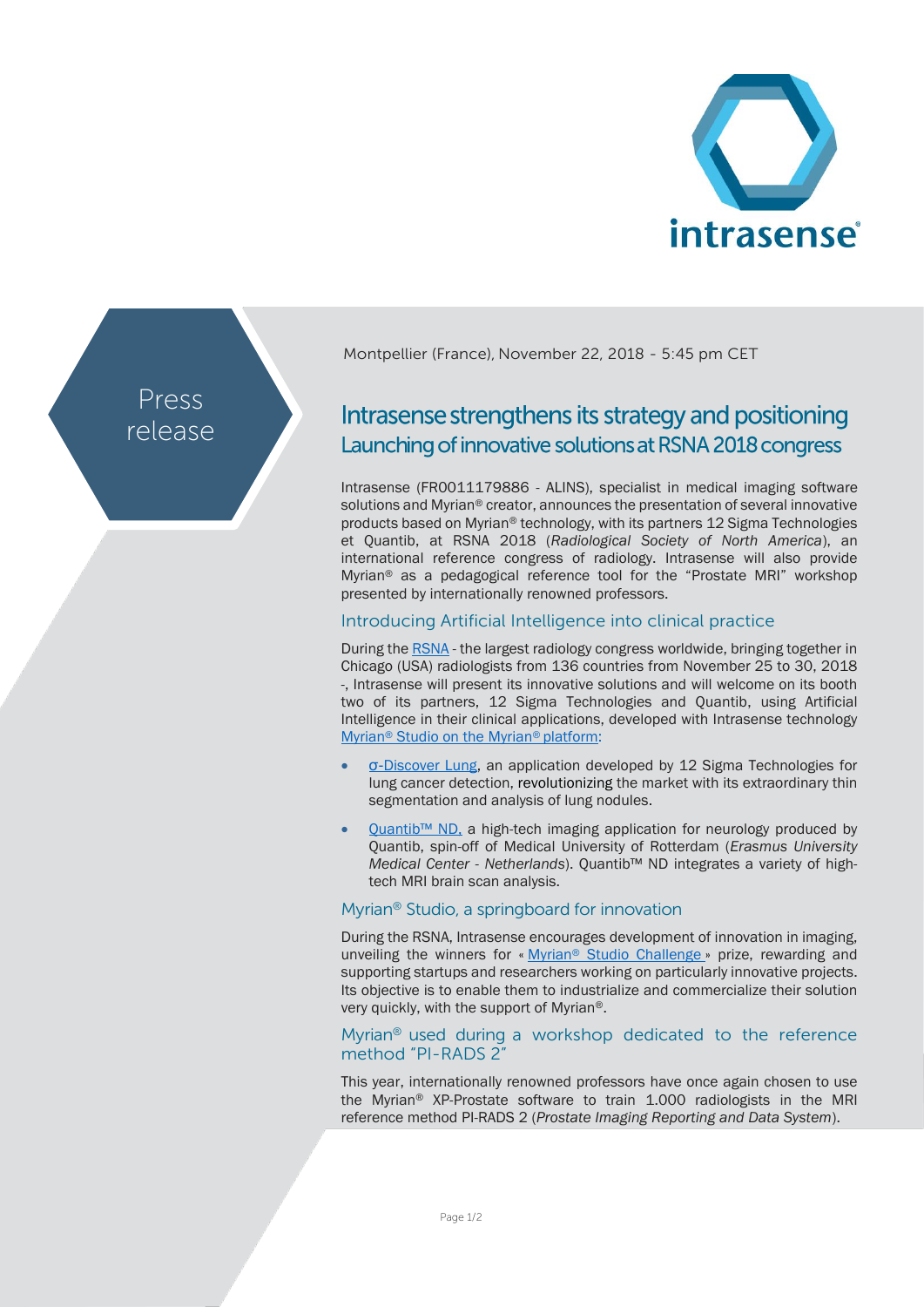Press release

Montpellier (France), November 22, 2018 - 5:45 pm CET

# Intrasense strengthens its strategy and positioning

## Launching of innovative solutions at RSNA 2018 congress

Intrasense (FR0011179886 - ALINS), specialist in medical imaging software solutions and Myrian® creator, announces the presentation of several innovative products based on Myrian® technology, with its partners 12 Sigma Technologies et Quantib, at RSNA 2018 (*Radiological Society of North America*), an international reference congress of radiology. Intrasense will also provide Myrian® as a pedagogical reference tool for the "Prostate MRI" workshop presented by internationally renowned professors.

### Introducing Artificial Intelligence into clinical practice

During the RSNA - the largest radiology congress worldwide, bringing together in Chicago (USA) radiologists from 136 countries from November 25 to 30, 2018 -, Intrasense will present its innovative solutions and will welcome on its booth two of its partners, 12 Sigma Technologies and Quantib, using Artificial Intelligence in their clinical applications, developed with Intrasense technology Myrian® Studio on the Myrian® platform:

- σ-Discover Lung, an application developed by 12 Sigma Technologies for lung cancer detection, revolutionizing the market with its extraordinary thin segmentation and analysis of lung nodules.
- Quantib™ ND, a high-tech imaging application for neurology produced by Quantib, spin-off of Medical University of Rotterdam (*Erasmus University Medical Center - Netherlands*). Quantib™ ND integrates a variety of high-tech MRI brain scan analysis.

### Myrian® Studio, a springboard for innovation

During the RSNA, Intrasense encourages development of innovation in imaging, unveiling the winners for « Myrian® Studio Challenge » prize, rewarding and supporting startups and researchers working on particularly innovative projects. Its objective is to enable them to industrialize and commercialize their solution very quickly, with the support of Myrian®.

### Myrian® used during a workshop dedicated to the reference method "PI-RADS 2"

This year, internationally renowned professors have once again chosen to use the Myrian® XP-Prostate software to train 1.000 radiologists in the MRI reference method PI-RADS 2 (*Prostate Imaging Reporting and Data System*).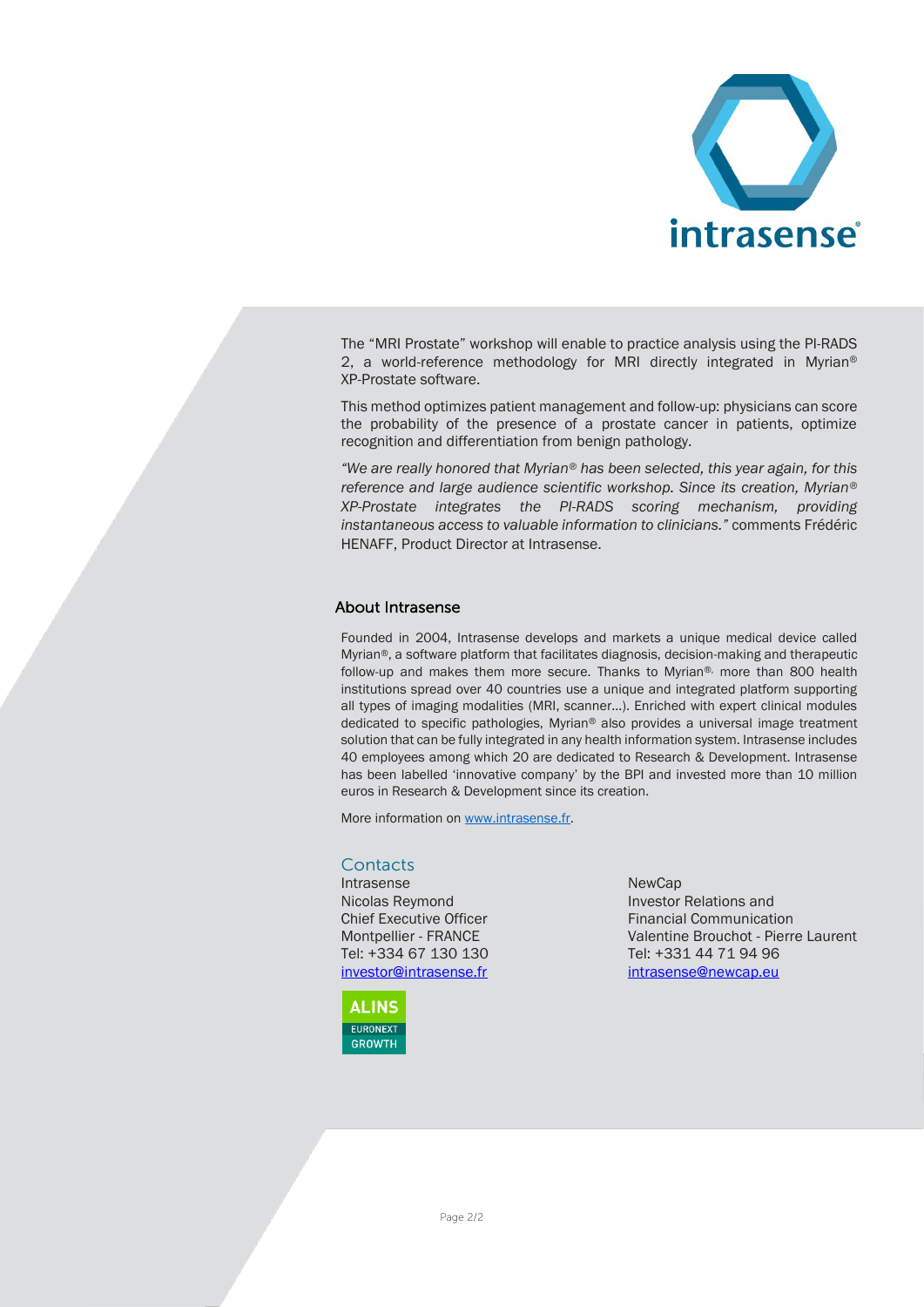The “MRI Prostate” workshop will enable to practice analysis using the PI-RADS 2, a world-reference methodology for MRI directly integrated in Myrian® XP-Prostate software.

This method optimizes patient management and follow-up: physicians can score the probability of the presence of a prostate cancer in patients, optimize recognition and differentiation from benign pathology.

*“We are really honored that Myrian® has been selected, this year again, for this reference and large audience scientific workshop. Since its creation, Myrian® XP-Prostate integrates the PI-RADS scoring mechanism, providing instantaneous access to valuable information to clinicians.”* comments Frédéric HENAFF, Product Director at Intrasense.

## About Intrasense

Founded in 2004, Intrasense develops and markets a unique medical device called Myrian®, a software platform that facilitates diagnosis, decision-making and therapeutic follow-up and makes them more secure. Thanks to Myrian®, more than 800 health institutions spread over 40 countries use a unique and integrated platform supporting all types of imaging modalities (MRI, scanner…). Enriched with expert clinical modules dedicated to specific pathologies, Myrian® also provides a universal image treatment solution that can be fully integrated in any health information system. Intrasense includes 40 employees among which 20 are dedicated to Research & Development. Intrasense has been labelled ‘innovative company’ by the BPI and invested more than 10 million euros in Research & Development since its creation.

More information on [www.intrasense.fr](http://www.intrasense.fr).

## Contacts

Intrasense
Nicolas Reymond
Chief Executive Officer
Montpellier - FRANCE
Tel: +334 67 130 130
[investor@intrasense.fr](mailto:investor@intrasense.fr)

NewCap
Investor Relations and
Financial Communication
Valentine Brouchot - Pierre Laurent
Tel: +331 44 71 94 96
[intrasense@newcap.eu](mailto:intrasense@newcap.eu)

ALINS
EURONEXT
GROWTH